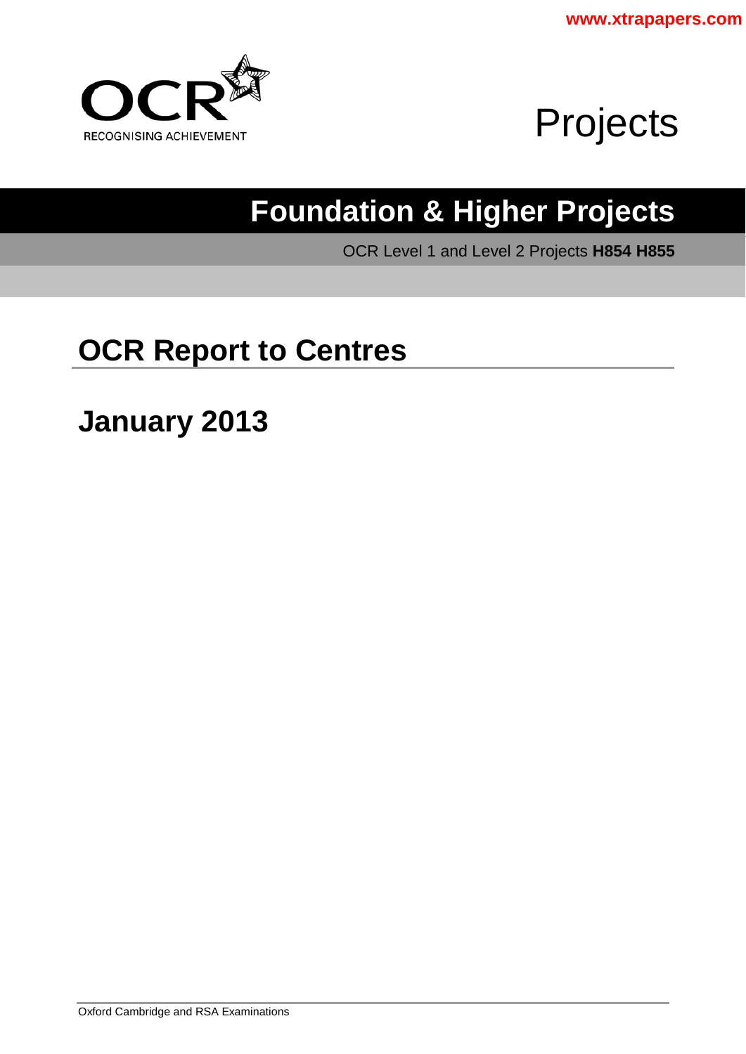www.xtrapapers.com

OCR
RECOGNISING ACHIEVEMENT

Projects

# Foundation & Higher Projects

OCR Level 1 and Level 2 Projects **H854 H855**

## OCR Report to Centres

## January 2013

Oxford Cambridge and RSA Examinations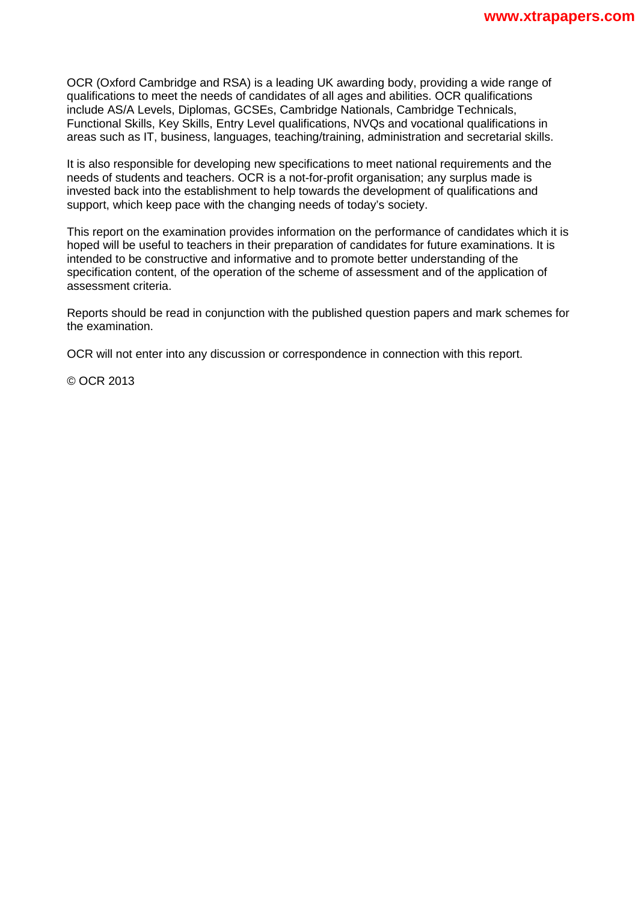OCR (Oxford Cambridge and RSA) is a leading UK awarding body, providing a wide range of qualifications to meet the needs of candidates of all ages and abilities. OCR qualifications include AS/A Levels, Diplomas, GCSEs, Cambridge Nationals, Cambridge Technicals, Functional Skills, Key Skills, Entry Level qualifications, NVQs and vocational qualifications in areas such as IT, business, languages, teaching/training, administration and secretarial skills.

It is also responsible for developing new specifications to meet national requirements and the needs of students and teachers. OCR is a not-for-profit organisation; any surplus made is invested back into the establishment to help towards the development of qualifications and support, which keep pace with the changing needs of today's society.

This report on the examination provides information on the performance of candidates which it is hoped will be useful to teachers in their preparation of candidates for future examinations. It is intended to be constructive and informative and to promote better understanding of the specification content, of the operation of the scheme of assessment and of the application of assessment criteria.

Reports should be read in conjunction with the published question papers and mark schemes for the examination.

OCR will not enter into any discussion or correspondence in connection with this report.

© OCR 2013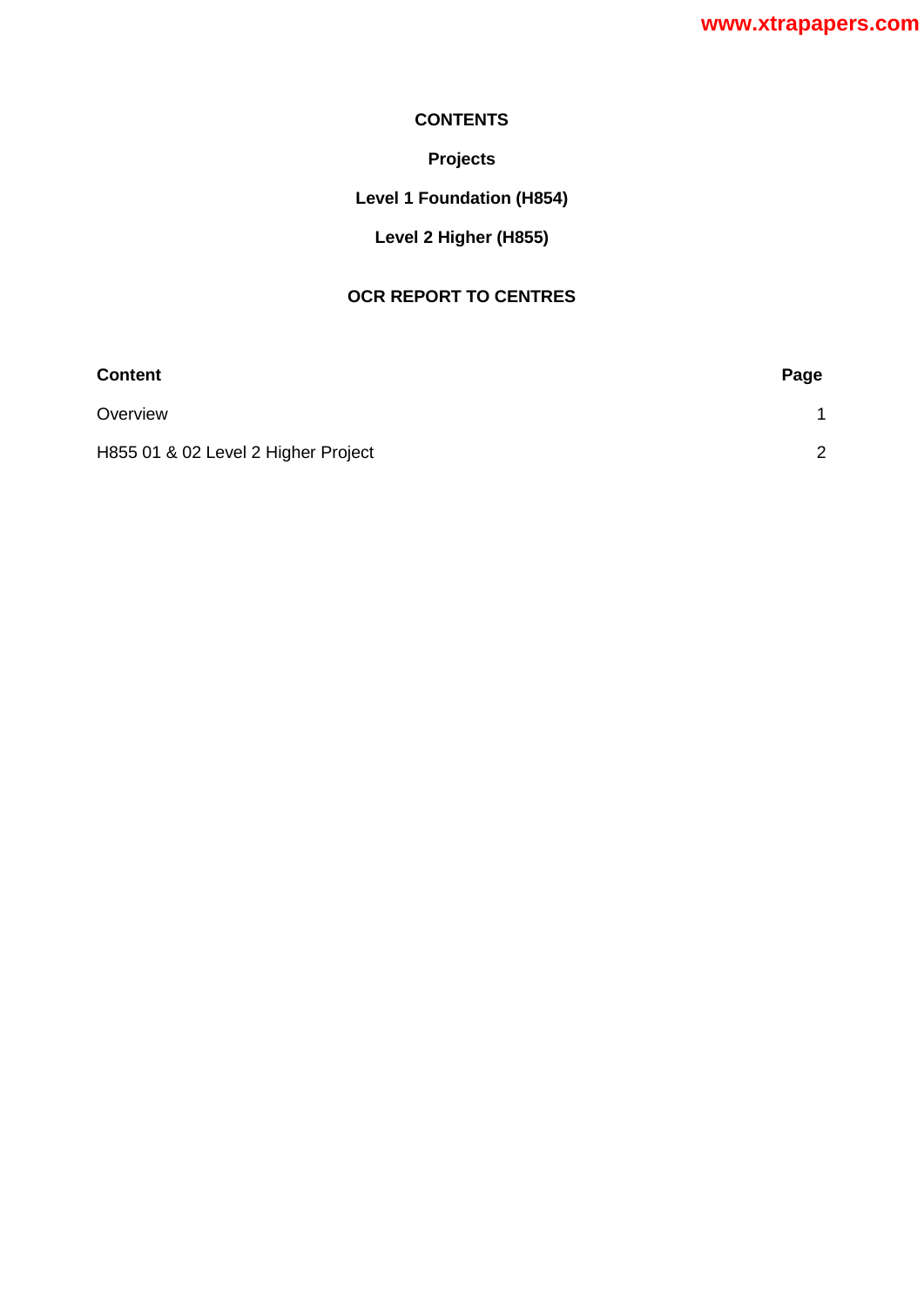# CONTENTS

## Projects

## Level 1 Foundation (H854)

## Level 2 Higher (H855)

## OCR REPORT TO CENTRES

| Content | Page |
|---|---|
| Overview | 1 |
| H855 01 & 02 Level 2 Higher Project | 2 |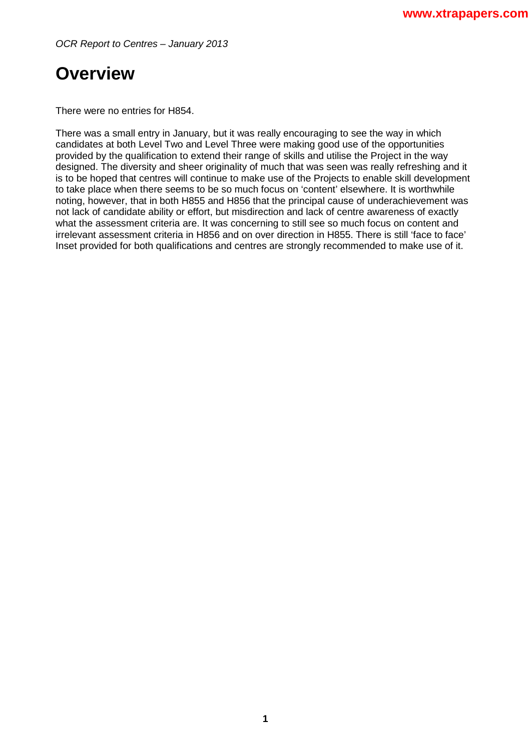# Overview

There were no entries for H854.

There was a small entry in January, but it was really encouraging to see the way in which candidates at both Level Two and Level Three were making good use of the opportunities provided by the qualification to extend their range of skills and utilise the Project in the way designed. The diversity and sheer originality of much that was seen was really refreshing and it is to be hoped that centres will continue to make use of the Projects to enable skill development to take place when there seems to be so much focus on 'content' elsewhere. It is worthwhile noting, however, that in both H855 and H856 that the principal cause of underachievement was not lack of candidate ability or effort, but misdirection and lack of centre awareness of exactly what the assessment criteria are. It was concerning to still see so much focus on content and irrelevant assessment criteria in H856 and on over direction in H855. There is still 'face to face' Inset provided for both qualifications and centres are strongly recommended to make use of it.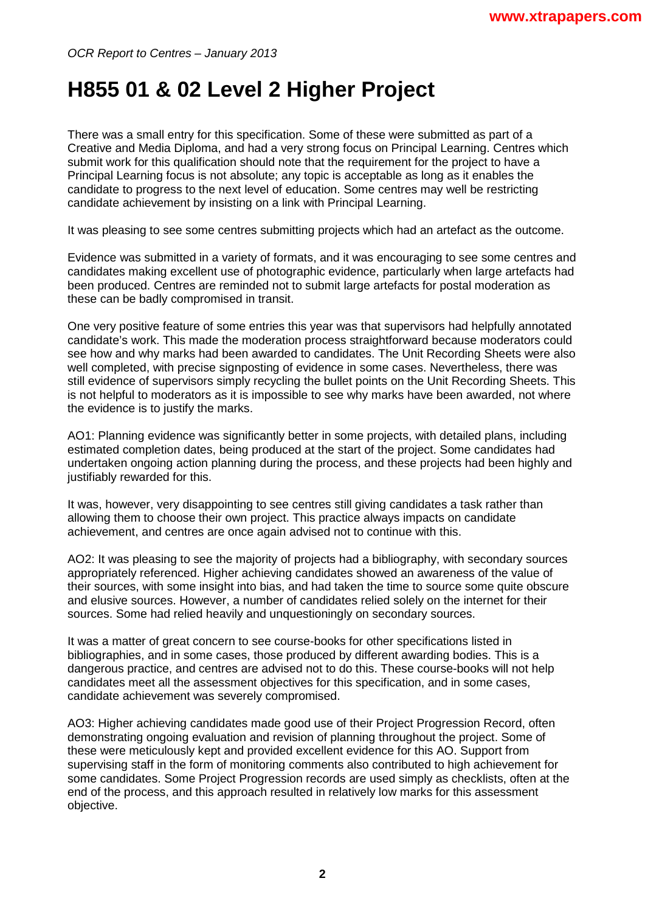# H855 01 & 02 Level 2 Higher Project

There was a small entry for this specification. Some of these were submitted as part of a Creative and Media Diploma, and had a very strong focus on Principal Learning. Centres which submit work for this qualification should note that the requirement for the project to have a Principal Learning focus is not absolute; any topic is acceptable as long as it enables the candidate to progress to the next level of education. Some centres may well be restricting candidate achievement by insisting on a link with Principal Learning.

It was pleasing to see some centres submitting projects which had an artefact as the outcome.

Evidence was submitted in a variety of formats, and it was encouraging to see some centres and candidates making excellent use of photographic evidence, particularly when large artefacts had been produced. Centres are reminded not to submit large artefacts for postal moderation as these can be badly compromised in transit.

One very positive feature of some entries this year was that supervisors had helpfully annotated candidate's work. This made the moderation process straightforward because moderators could see how and why marks had been awarded to candidates. The Unit Recording Sheets were also well completed, with precise signposting of evidence in some cases. Nevertheless, there was still evidence of supervisors simply recycling the bullet points on the Unit Recording Sheets. This is not helpful to moderators as it is impossible to see why marks have been awarded, not where the evidence is to justify the marks.

AO1: Planning evidence was significantly better in some projects, with detailed plans, including estimated completion dates, being produced at the start of the project. Some candidates had undertaken ongoing action planning during the process, and these projects had been highly and justifiably rewarded for this.

It was, however, very disappointing to see centres still giving candidates a task rather than allowing them to choose their own project. This practice always impacts on candidate achievement, and centres are once again advised not to continue with this.

AO2: It was pleasing to see the majority of projects had a bibliography, with secondary sources appropriately referenced. Higher achieving candidates showed an awareness of the value of their sources, with some insight into bias, and had taken the time to source some quite obscure and elusive sources. However, a number of candidates relied solely on the internet for their sources. Some had relied heavily and unquestioningly on secondary sources.

It was a matter of great concern to see course-books for other specifications listed in bibliographies, and in some cases, those produced by different awarding bodies. This is a dangerous practice, and centres are advised not to do this. These course-books will not help candidates meet all the assessment objectives for this specification, and in some cases, candidate achievement was severely compromised.

AO3: Higher achieving candidates made good use of their Project Progression Record, often demonstrating ongoing evaluation and revision of planning throughout the project. Some of these were meticulously kept and provided excellent evidence for this AO. Support from supervising staff in the form of monitoring comments also contributed to high achievement for some candidates. Some Project Progression records are used simply as checklists, often at the end of the process, and this approach resulted in relatively low marks for this assessment objective.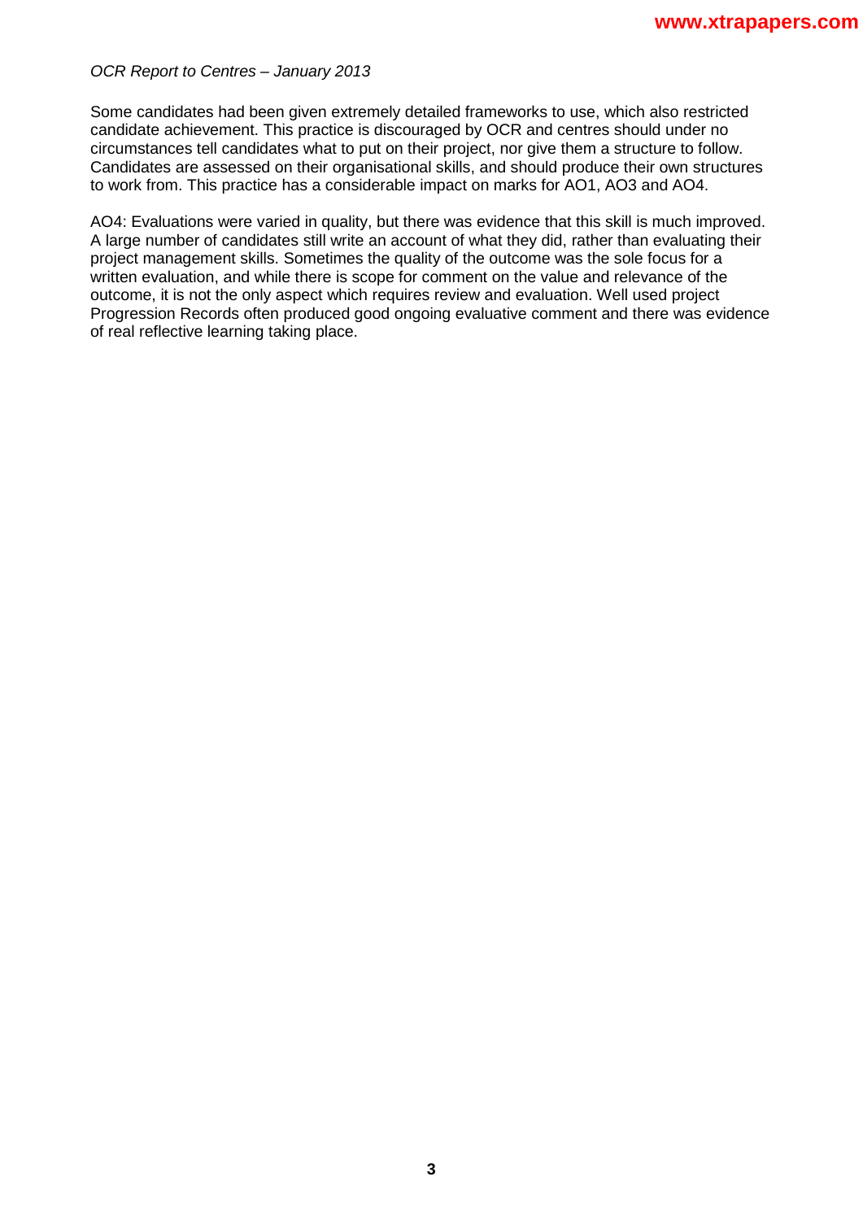Some candidates had been given extremely detailed frameworks to use, which also restricted candidate achievement. This practice is discouraged by OCR and centres should under no circumstances tell candidates what to put on their project, nor give them a structure to follow. Candidates are assessed on their organisational skills, and should produce their own structures to work from. This practice has a considerable impact on marks for AO1, AO3 and AO4.

AO4: Evaluations were varied in quality, but there was evidence that this skill is much improved. A large number of candidates still write an account of what they did, rather than evaluating their project management skills. Sometimes the quality of the outcome was the sole focus for a written evaluation, and while there is scope for comment on the value and relevance of the outcome, it is not the only aspect which requires review and evaluation. Well used project Progression Records often produced good ongoing evaluative comment and there was evidence of real reflective learning taking place.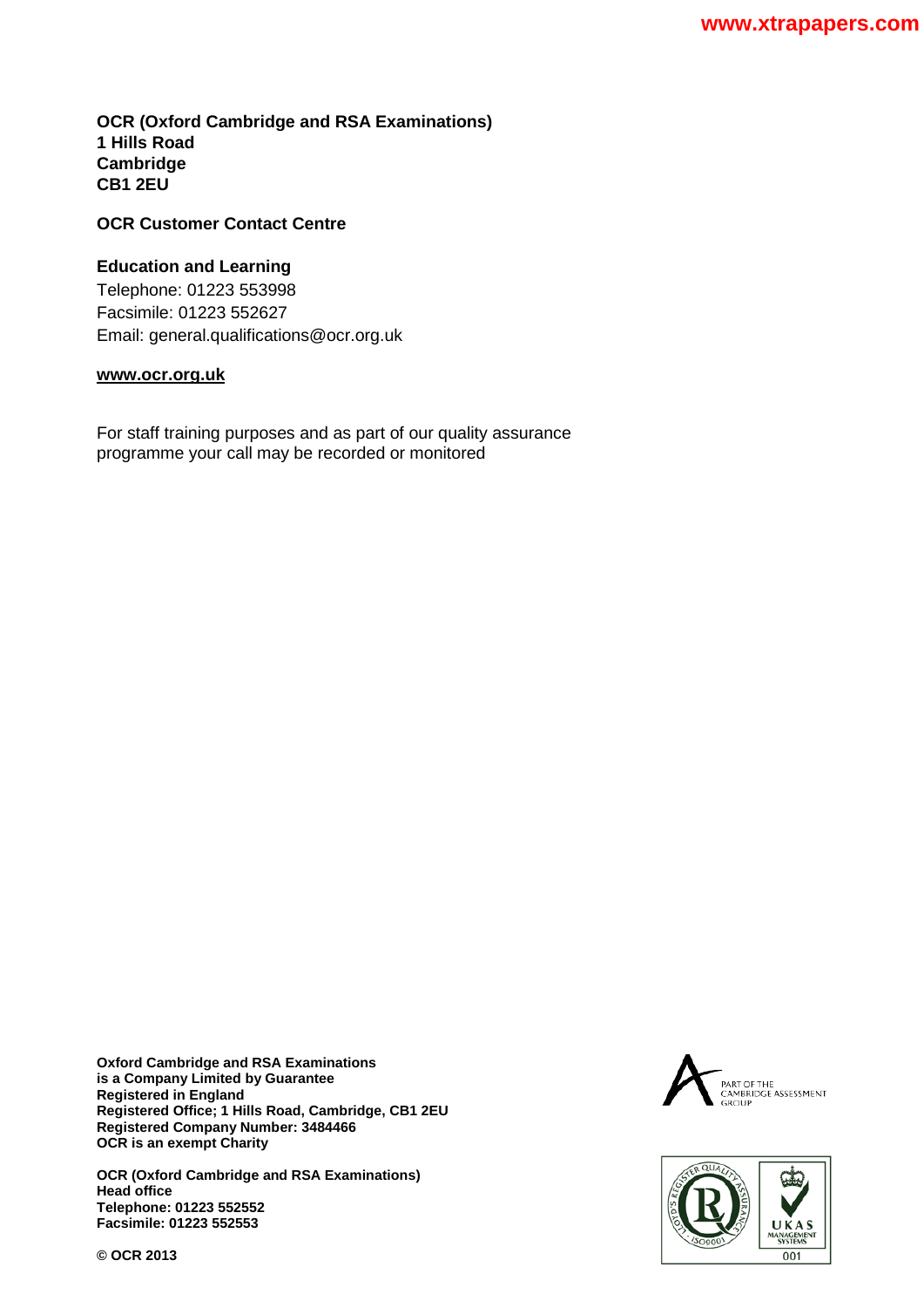**OCR (Oxford Cambridge and RSA Examinations)**
**1 Hills Road**
**Cambridge**
**CB1 2EU**

**OCR Customer Contact Centre**

**Education and Learning**
Telephone: 01223 553998
Facsimile: 01223 552627
Email: general.qualifications@ocr.org.uk

**www.ocr.org.uk**

For staff training purposes and as part of our quality assurance programme your call may be recorded or monitored

**Oxford Cambridge and RSA Examinations**
**is a Company Limited by Guarantee**
**Registered in England**
**Registered Office; 1 Hills Road, Cambridge, CB1 2EU**
**Registered Company Number: 3484466**
**OCR is an exempt Charity**

**OCR (Oxford Cambridge and RSA Examinations)**
**Head office**
**Telephone: 01223 552552**
**Facsimile: 01223 552553**

PART OF THE
CAMBRIDGE ASSESSMENT
GROUP

**© OCR 2013**